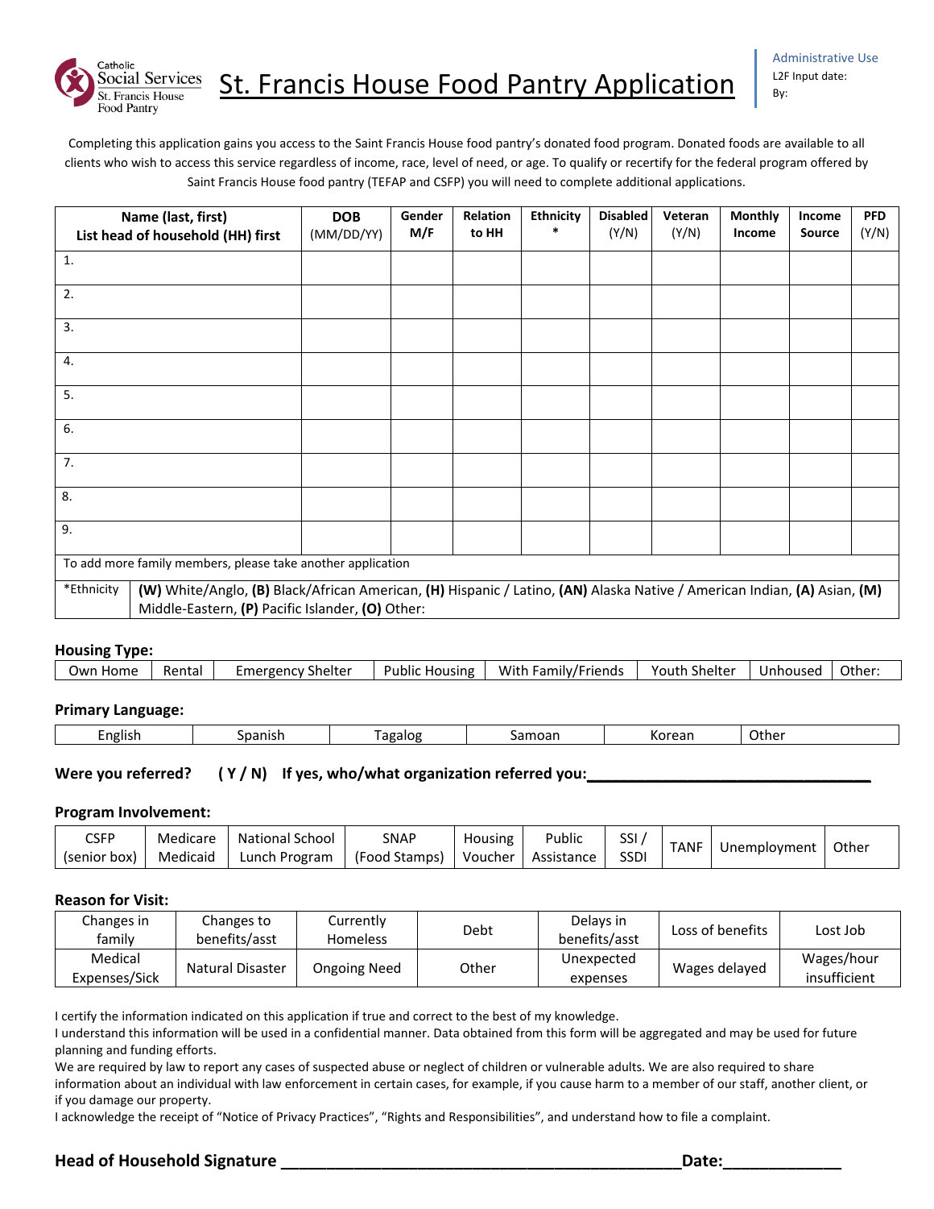Catholic Social Services
St. Francis House Food Pantry

# St. Francis House Food Pantry Application

Administrative Use
L2F Input date:
By:

Completing this application gains you access to the Saint Francis House food pantry's donated food program. Donated foods are available to all clients who wish to access this service regardless of income, race, level of need, or age. To qualify or recertify for the federal program offered by Saint Francis House food pantry (TEFAP and CSFP) you will need to complete additional applications.

| Name (last, first) List head of household (HH) first | DOB (MM/DD/YY) | Gender M/F | Relation to HH | Ethnicity * | Disabled (Y/N) | Veteran (Y/N) | Monthly Income | Income Source | PFD (Y/N) |
|---|---|---|---|---|---|---|---|---|---|
| 1. | | | | | | | | | |
| 2. | | | | | | | | | |
| 3. | | | | | | | | | |
| 4. | | | | | | | | | |
| 5. | | | | | | | | | |
| 6. | | | | | | | | | |
| 7. | | | | | | | | | |
| 8. | | | | | | | | | |
| 9. | | | | | | | | | |
| To add more family members, please take another application | | | | | | | | | |
| *Ethnicity | **(W)** White/Anglo, **(B)** Black/African American, **(H)** Hispanic / Latino, **(AN)** Alaska Native / American Indian, **(A)** Asian, **(M)** Middle-Eastern, **(P)** Pacific Islander, **(O)** Other: | | | | | | | | |

**Housing Type:**

| Own Home | Rental | Emergency Shelter | Public Housing | With Family/Friends | Youth Shelter | Unhoused | Other: |
|---|---|---|---|---|---|---|---|

**Primary Language:**

| English | Spanish | Tagalog | Samoan | Korean | Other |
|---|---|---|---|---|---|

**Were you referred? ( Y / N ) If yes, who/what organization referred you:**_________________________________

**Program Involvement:**

| CSFP (senior box) | Medicare Medicaid | National School Lunch Program | SNAP (Food Stamps) | Housing Voucher | Public Assistance | SSI / SSDI | TANF | Unemployment | Other |
|---|---|---|---|---|---|---|---|---|---|

**Reason for Visit:**

| Changes in family | Changes to benefits/asst | Currently Homeless | Debt | Delays in benefits/asst | Loss of benefits | Lost Job |
|---|---|---|---|---|---|---|
| Medical Expenses/Sick | Natural Disaster | Ongoing Need | Other | Unexpected expenses | Wages delayed | Wages/hour insufficient |

I certify the information indicated on this application if true and correct to the best of my knowledge.
I understand this information will be used in a confidential manner. Data obtained from this form will be aggregated and may be used for future planning and funding efforts.
We are required by law to report any cases of suspected abuse or neglect of children or vulnerable adults. We are also required to share information about an individual with law enforcement in certain cases, for example, if you cause harm to a member of our staff, another client, or if you damage our property.
I acknowledge the receipt of "Notice of Privacy Practices", "Rights and Responsibilities", and understand how to file a complaint.

**Head of Household Signature** _____________________________________________ **Date:**_____________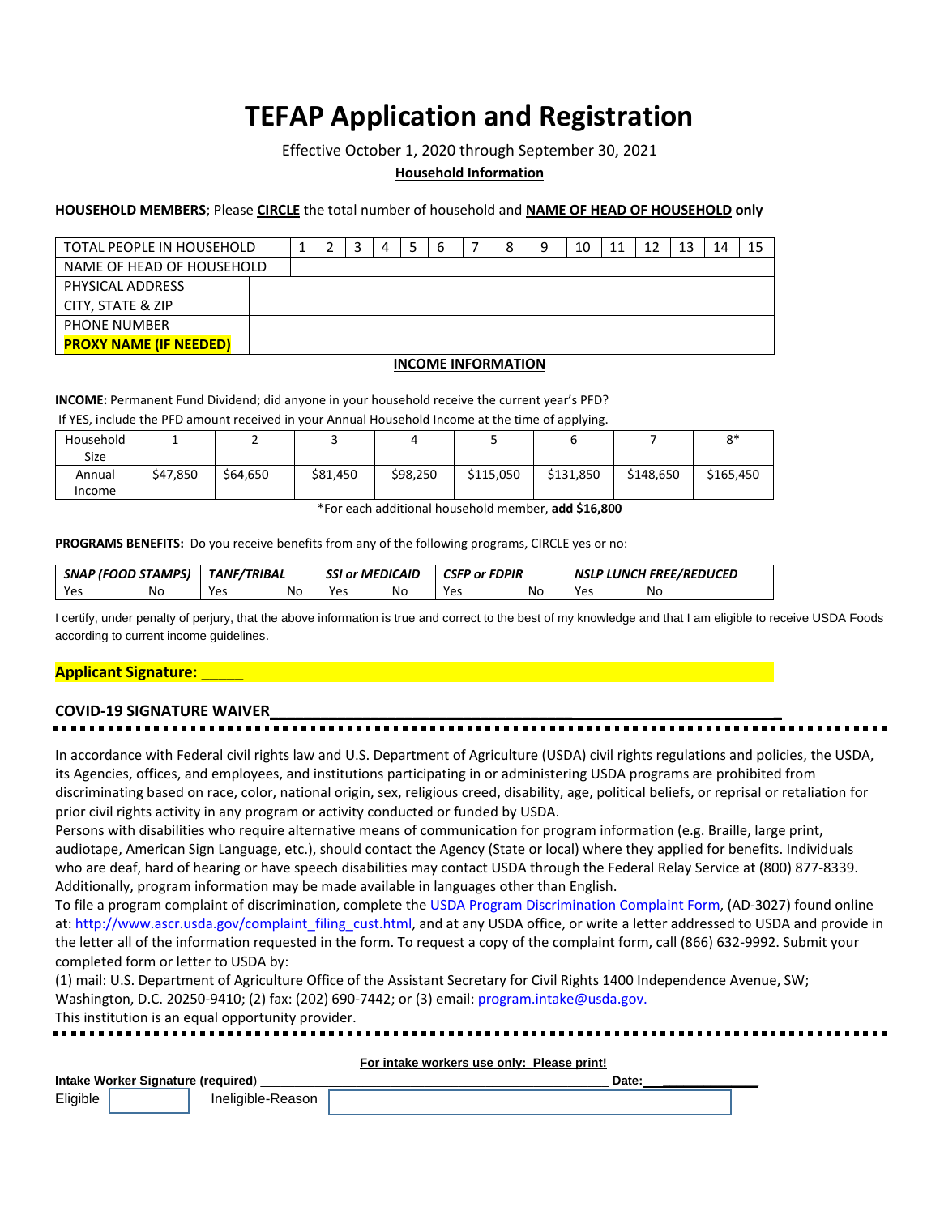# TEFAP Application and Registration

Effective October 1, 2020 through September 30, 2021

**Household Information**

**HOUSEHOLD MEMBERS**; Please **CIRCLE** the total number of household and **NAME OF HEAD OF HOUSEHOLD** only

| | | | | | | | | | | | | | | | |
|---|---|---|---|---|---|---|---|---|---|---|---|---|---|---|---|
| TOTAL PEOPLE IN HOUSEHOLD | 1 | 2 | 3 | 4 | 5 | 6 | 7 | 8 | 9 | 10 | 11 | 12 | 13 | 14 | 15 |
| NAME OF HEAD OF HOUSEHOLD | | | | | | | | | | | | | | | |
| PHYSICAL ADDRESS | | | | | | | | | | | | | | | |
| CITY, STATE & ZIP | | | | | | | | | | | | | | | |
| PHONE NUMBER | | | | | | | | | | | | | | | |
| **PROXY NAME (IF NEEDED)** | | | | | | | | | | | | | | | |

**INCOME INFORMATION**

**INCOME:** Permanent Fund Dividend; did anyone in your household receive the current year's PFD?
If YES, include the PFD amount received in your Annual Household Income at the time of applying.

| Household Size | 1 | 2 | 3 | 4 | 5 | 6 | 7 | 8* |
|---|---|---|---|---|---|---|---|---|
| Annual Income | $47,850 | $64,650 | $81,450 | $98,250 | $115,050 | $131,850 | $148,650 | $165,450 |

*For each additional household member, **add $16,800**

**PROGRAMS BENEFITS:** Do you receive benefits from any of the following programs, CIRCLE yes or no:

| *SNAP (FOOD STAMPS)* | *TANF/TRIBAL* | *SSI or MEDICAID* | *CSFP or FDPIR* | *NSLP LUNCH FREE/REDUCED* |
|---|---|---|---|---|
| Yes No | Yes No | Yes No | Yes No | Yes No |

I certify, under penalty of perjury, that the above information is true and correct to the best of my knowledge and that I am eligible to receive USDA Foods according to current income guidelines.

**Applicant Signature:** ____________________________________________

**COVID-19 SIGNATURE WAIVER**____________________________________________

In accordance with Federal civil rights law and U.S. Department of Agriculture (USDA) civil rights regulations and policies, the USDA, its Agencies, offices, and employees, and institutions participating in or administering USDA programs are prohibited from discriminating based on race, color, national origin, sex, religious creed, disability, age, political beliefs, or reprisal or retaliation for prior civil rights activity in any program or activity conducted or funded by USDA.
Persons with disabilities who require alternative means of communication for program information (e.g. Braille, large print, audiotape, American Sign Language, etc.), should contact the Agency (State or local) where they applied for benefits. Individuals who are deaf, hard of hearing or have speech disabilities may contact USDA through the Federal Relay Service at (800) 877-8339. Additionally, program information may be made available in languages other than English.
To file a program complaint of discrimination, complete the USDA Program Discrimination Complaint Form, (AD-3027) found online at: http://www.ascr.usda.gov/complaint_filing_cust.html, and at any USDA office, or write a letter addressed to USDA and provide in the letter all of the information requested in the form. To request a copy of the complaint form, call (866) 632-9992. Submit your completed form or letter to USDA by:
(1) mail: U.S. Department of Agriculture Office of the Assistant Secretary for Civil Rights 1400 Independence Avenue, SW; Washington, D.C. 20250-9410; (2) fax: (202) 690-7442; or (3) email: program.intake@usda.gov.
This institution is an equal opportunity provider.

**For intake workers use only: Please print!**

**Intake Worker Signature (required)** ____________________________ **Date:** ____________

Eligible [ ] Ineligible-Reason [ ]